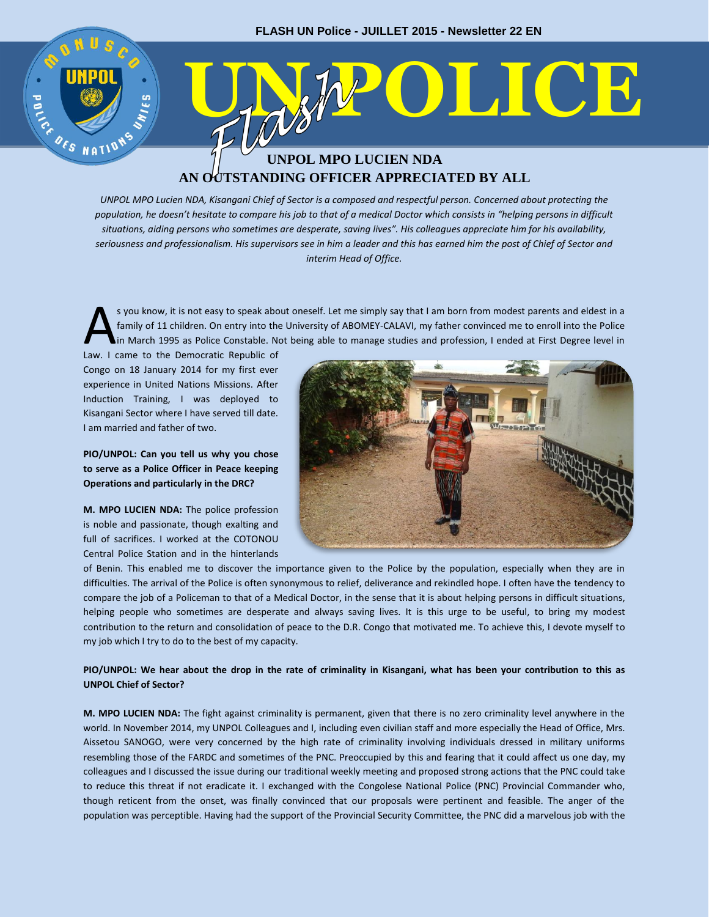FLASH UN Police - JUILLET 2015 - Newsletter 22 EN

# UN Flash POLICE

## UNPOL MPO LUCIEN NDA
## AN OUTSTANDING OFFICER APPRECIATED BY ALL

*UNPOL MPO Lucien NDA, Kisangani Chief of Sector is a composed and respectful person. Concerned about protecting the population, he doesn't hesitate to compare his job to that of a medical Doctor which consists in "helping persons in difficult situations, aiding persons who sometimes are desperate, saving lives". His colleagues appreciate him for his availability, seriousness and professionalism. His supervisors see in him a leader and this has earned him the post of Chief of Sector and interim Head of Office.*

As you know, it is not easy to speak about oneself. Let me simply say that I am born from modest parents and eldest in a family of 11 children. On entry into the University of ABOMEY-CALAVI, my father convinced me to enroll into the Police in March 1995 as Police Constable. Not being able to manage studies and profession, I ended at First Degree level in Law. I came to the Democratic Republic of Congo on 18 January 2014 for my first ever experience in United Nations Missions. After Induction Training, I was deployed to Kisangani Sector where I have served till date. I am married and father of two.

**PIO/UNPOL: Can you tell us why you chose to serve as a Police Officer in Peace keeping Operations and particularly in the DRC?**

**M. MPO LUCIEN NDA:** The police profession is noble and passionate, though exalting and full of sacrifices. I worked at the COTONOU Central Police Station and in the hinterlands of Benin. This enabled me to discover the importance given to the Police by the population, especially when they are in difficulties. The arrival of the Police is often synonymous to relief, deliverance and rekindled hope. I often have the tendency to compare the job of a Policeman to that of a Medical Doctor, in the sense that it is about helping persons in difficult situations, helping people who sometimes are desperate and always saving lives. It is this urge to be useful, to bring my modest contribution to the return and consolidation of peace to the D.R. Congo that motivated me. To achieve this, I devote myself to my job which I try to do to the best of my capacity.

**PIO/UNPOL: We hear about the drop in the rate of criminality in Kisangani, what has been your contribution to this as UNPOL Chief of Sector?**

**M. MPO LUCIEN NDA:** The fight against criminality is permanent, given that there is no zero criminality level anywhere in the world. In November 2014, my UNPOL Colleagues and I, including even civilian staff and more especially the Head of Office, Mrs. Aissetou SANOGO, were very concerned by the high rate of criminality involving individuals dressed in military uniforms resembling those of the FARDC and sometimes of the PNC. Preoccupied by this and fearing that it could affect us one day, my colleagues and I discussed the issue during our traditional weekly meeting and proposed strong actions that the PNC could take to reduce this threat if not eradicate it. I exchanged with the Congolese National Police (PNC) Provincial Commander who, though reticent from the onset, was finally convinced that our proposals were pertinent and feasible. The anger of the population was perceptible. Having had the support of the Provincial Security Committee, the PNC did a marvelous job with the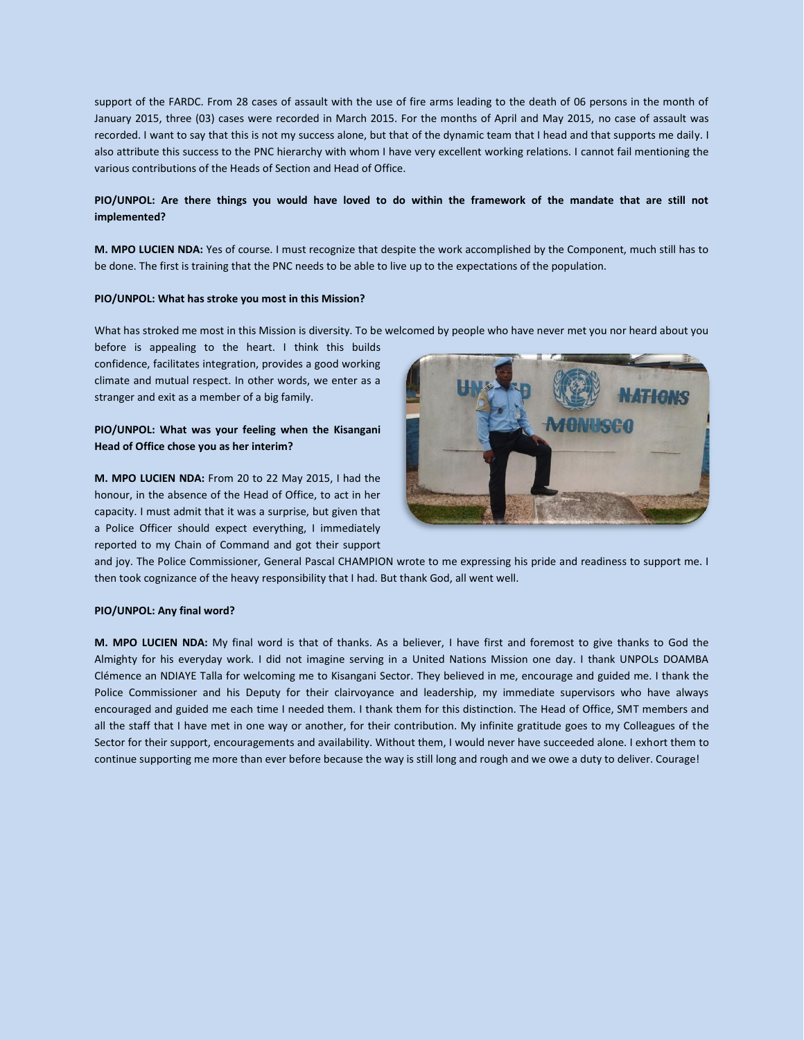support of the FARDC. From 28 cases of assault with the use of fire arms leading to the death of 06 persons in the month of January 2015, three (03) cases were recorded in March 2015. For the months of April and May 2015, no case of assault was recorded. I want to say that this is not my success alone, but that of the dynamic team that I head and that supports me daily. I also attribute this success to the PNC hierarchy with whom I have very excellent working relations. I cannot fail mentioning the various contributions of the Heads of Section and Head of Office.

**PIO/UNPOL: Are there things you would have loved to do within the framework of the mandate that are still not implemented?**

**M. MPO LUCIEN NDA:** Yes of course. I must recognize that despite the work accomplished by the Component, much still has to be done. The first is training that the PNC needs to be able to live up to the expectations of the population.

**PIO/UNPOL: What has stroke you most in this Mission?**

What has stroked me most in this Mission is diversity. To be welcomed by people who have never met you nor heard about you before is appealing to the heart. I think this builds confidence, facilitates integration, provides a good working climate and mutual respect. In other words, we enter as a stranger and exit as a member of a big family.

**PIO/UNPOL: What was your feeling when the Kisangani Head of Office chose you as her interim?**

**M. MPO LUCIEN NDA:** From 20 to 22 May 2015, I had the honour, in the absence of the Head of Office, to act in her capacity. I must admit that it was a surprise, but given that a Police Officer should expect everything, I immediately reported to my Chain of Command and got their support and joy. The Police Commissioner, General Pascal CHAMPION wrote to me expressing his pride and readiness to support me. I then took cognizance of the heavy responsibility that I had. But thank God, all went well.

**PIO/UNPOL: Any final word?**

**M. MPO LUCIEN NDA:** My final word is that of thanks. As a believer, I have first and foremost to give thanks to God the Almighty for his everyday work. I did not imagine serving in a United Nations Mission one day. I thank UNPOLs DOAMBA Clémence an NDIAYE Talla for welcoming me to Kisangani Sector. They believed in me, encourage and guided me. I thank the Police Commissioner and his Deputy for their clairvoyance and leadership, my immediate supervisors who have always encouraged and guided me each time I needed them. I thank them for this distinction. The Head of Office, SMT members and all the staff that I have met in one way or another, for their contribution. My infinite gratitude goes to my Colleagues of the Sector for their support, encouragements and availability. Without them, I would never have succeeded alone. I exhort them to continue supporting me more than ever before because the way is still long and rough and we owe a duty to deliver. Courage!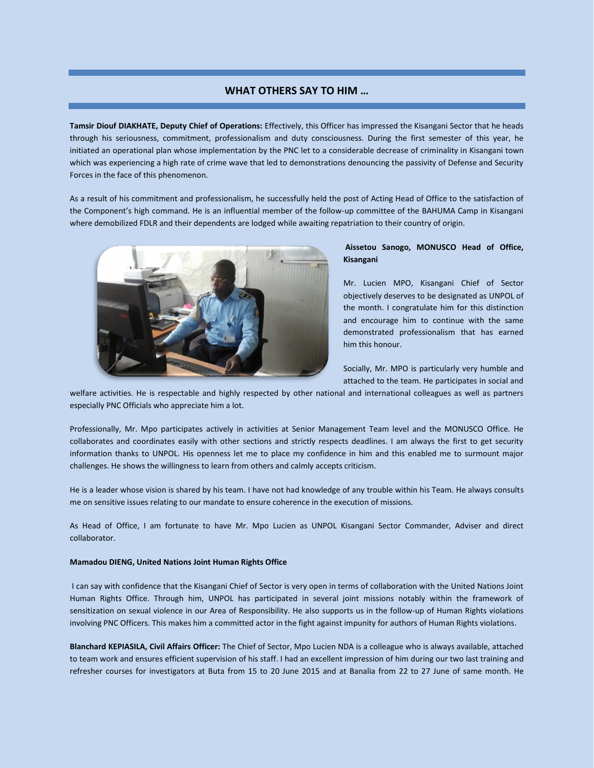## WHAT OTHERS SAY TO HIM …

**Tamsir Diouf DIAKHATE, Deputy Chief of Operations:** Effectively, this Officer has impressed the Kisangani Sector that he heads through his seriousness, commitment, professionalism and duty consciousness. During the first semester of this year, he initiated an operational plan whose implementation by the PNC let to a considerable decrease of criminality in Kisangani town which was experiencing a high rate of crime wave that led to demonstrations denouncing the passivity of Defense and Security Forces in the face of this phenomenon.

As a result of his commitment and professionalism, he successfully held the post of Acting Head of Office to the satisfaction of the Component's high command. He is an influential member of the follow-up committee of the BAHUMA Camp in Kisangani where demobilized FDLR and their dependents are lodged while awaiting repatriation to their country of origin.

**Aissetou Sanogo, MONUSCO Head of Office, Kisangani**

Mr. Lucien MPO, Kisangani Chief of Sector objectively deserves to be designated as UNPOL of the month. I congratulate him for this distinction and encourage him to continue with the same demonstrated professionalism that has earned him this honour.

Socially, Mr. MPO is particularly very humble and attached to the team. He participates in social and welfare activities. He is respectable and highly respected by other national and international colleagues as well as partners especially PNC Officials who appreciate him a lot.

Professionally, Mr. Mpo participates actively in activities at Senior Management Team level and the MONUSCO Office. He collaborates and coordinates easily with other sections and strictly respects deadlines. I am always the first to get security information thanks to UNPOL. His openness let me to place my confidence in him and this enabled me to surmount major challenges. He shows the willingness to learn from others and calmly accepts criticism.

He is a leader whose vision is shared by his team. I have not had knowledge of any trouble within his Team. He always consults me on sensitive issues relating to our mandate to ensure coherence in the execution of missions.

As Head of Office, I am fortunate to have Mr. Mpo Lucien as UNPOL Kisangani Sector Commander, Adviser and direct collaborator.

**Mamadou DIENG, United Nations Joint Human Rights Office**

I can say with confidence that the Kisangani Chief of Sector is very open in terms of collaboration with the United Nations Joint Human Rights Office. Through him, UNPOL has participated in several joint missions notably within the framework of sensitization on sexual violence in our Area of Responsibility. He also supports us in the follow-up of Human Rights violations involving PNC Officers. This makes him a committed actor in the fight against impunity for authors of Human Rights violations.

**Blanchard KEPIASILA, Civil Affairs Officer:** The Chief of Sector, Mpo Lucien NDA is a colleague who is always available, attached to team work and ensures efficient supervision of his staff. I had an excellent impression of him during our two last training and refresher courses for investigators at Buta from 15 to 20 June 2015 and at Banalia from 22 to 27 June of same month. He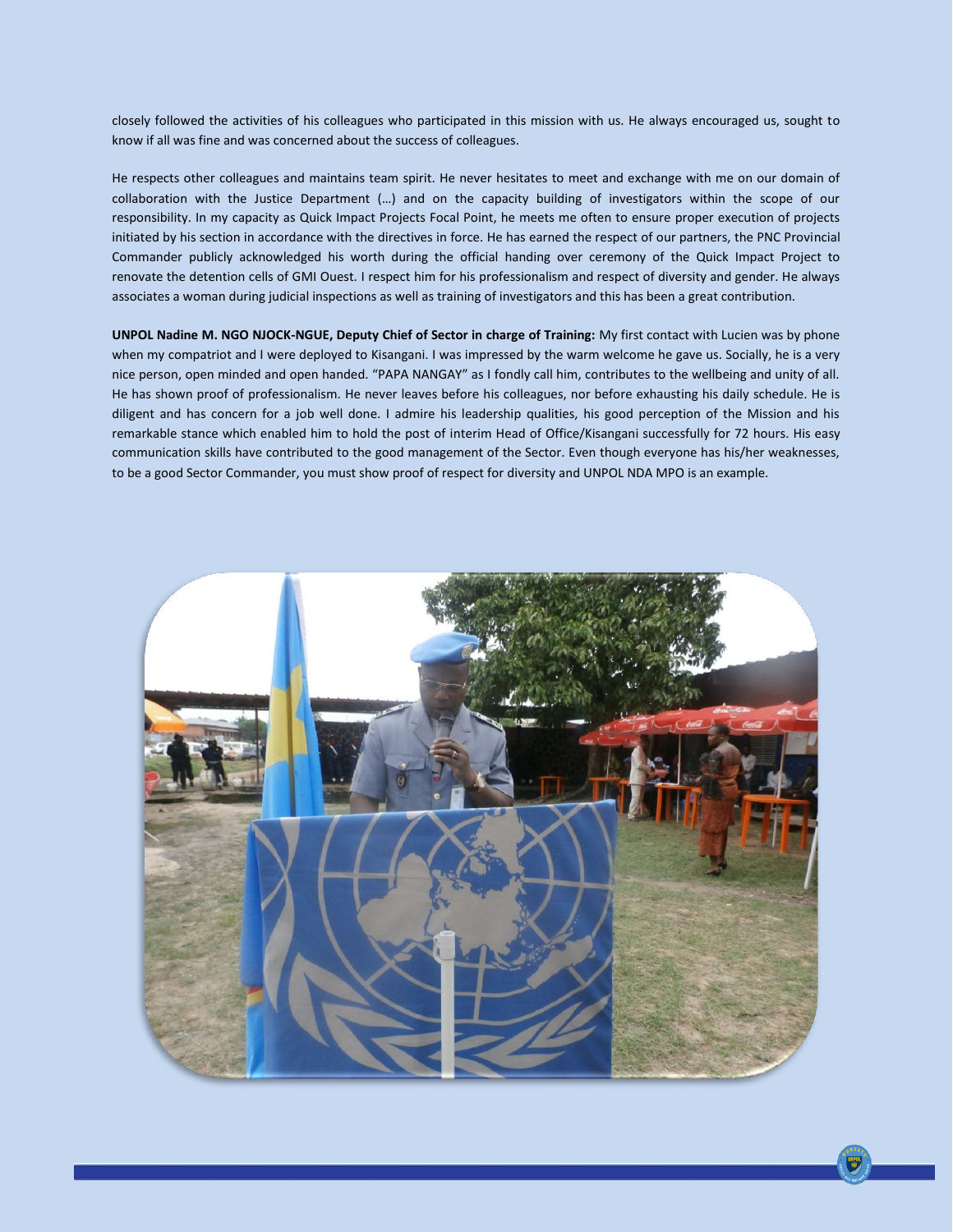closely followed the activities of his colleagues who participated in this mission with us. He always encouraged us, sought to know if all was fine and was concerned about the success of colleagues.

He respects other colleagues and maintains team spirit. He never hesitates to meet and exchange with me on our domain of collaboration with the Justice Department (…) and on the capacity building of investigators within the scope of our responsibility. In my capacity as Quick Impact Projects Focal Point, he meets me often to ensure proper execution of projects initiated by his section in accordance with the directives in force. He has earned the respect of our partners, the PNC Provincial Commander publicly acknowledged his worth during the official handing over ceremony of the Quick Impact Project to renovate the detention cells of GMI Ouest. I respect him for his professionalism and respect of diversity and gender. He always associates a woman during judicial inspections as well as training of investigators and this has been a great contribution.

**UNPOL Nadine M. NGO NJOCK-NGUE, Deputy Chief of Sector in charge of Training:** My first contact with Lucien was by phone when my compatriot and I were deployed to Kisangani. I was impressed by the warm welcome he gave us. Socially, he is a very nice person, open minded and open handed. "PAPA NANGAY" as I fondly call him, contributes to the wellbeing and unity of all. He has shown proof of professionalism. He never leaves before his colleagues, nor before exhausting his daily schedule. He is diligent and has concern for a job well done. I admire his leadership qualities, his good perception of the Mission and his remarkable stance which enabled him to hold the post of interim Head of Office/Kisangani successfully for 72 hours. His easy communication skills have contributed to the good management of the Sector. Even though everyone has his/her weaknesses, to be a good Sector Commander, you must show proof of respect for diversity and UNPOL NDA MPO is an example.